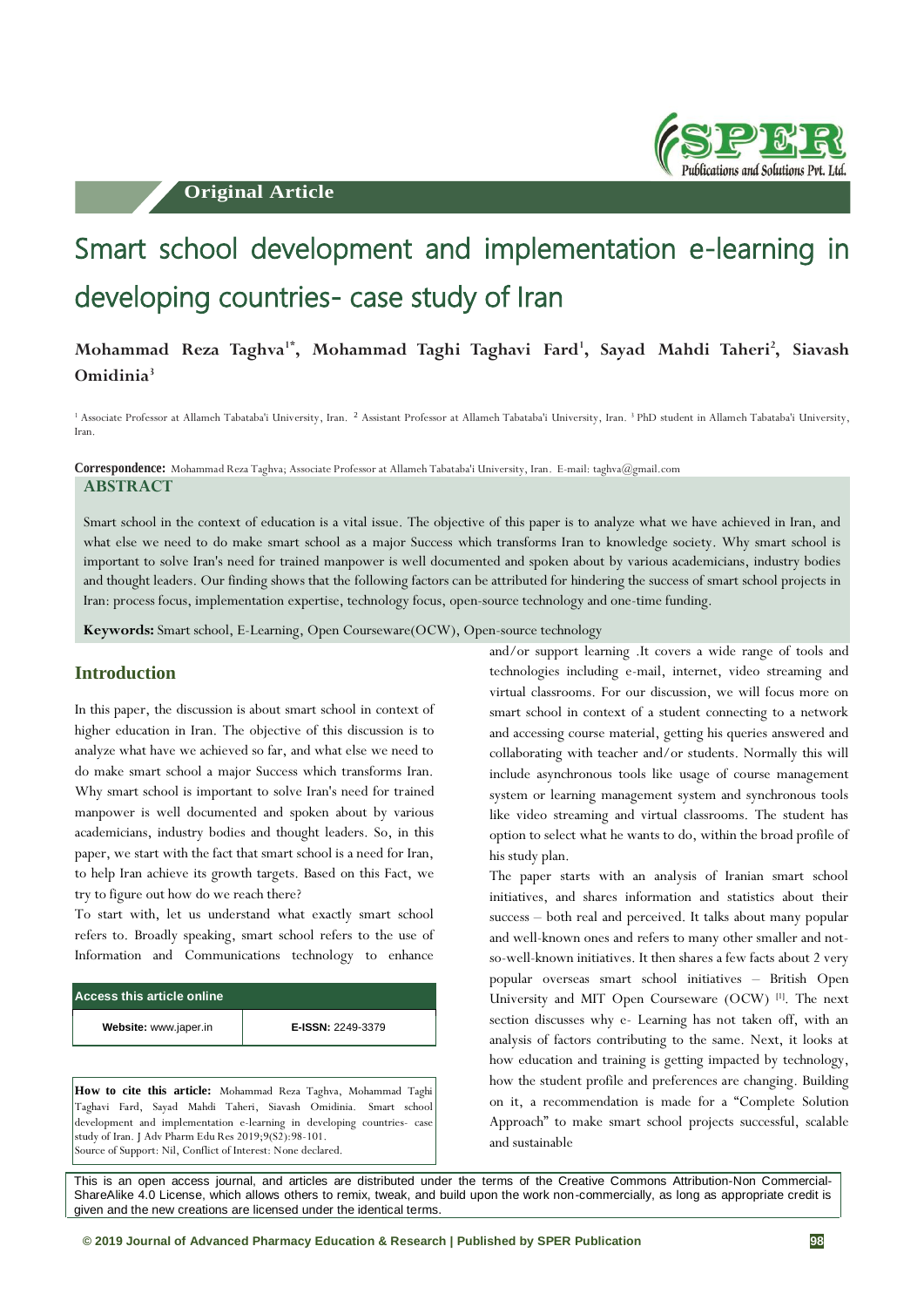Original Article

# Smart school development and implementation e-learning in developing countries- case study of Iran

**Mohammad Reza Taghva[1*], Mohammad Taghi Taghavi Fard[1], Sayad Mahdi Taheri[2], Siavash Omidinia[3]**

[1] Associate Professor at Allameh Tabataba'i University, Iran. [2] Assistant Professor at Allameh Tabataba'i University, Iran. [3] PhD student in Allameh Tabataba'i University, Iran.

**Correspondence:** Mohammad Reza Taghva; Associate Professor at Allameh Tabataba'i University, Iran. E-mail: taghva@gmail.com

## ABSTRACT

Smart school in the context of education is a vital issue. The objective of this paper is to analyze what we have achieved in Iran, and what else we need to do make smart school as a major Success which transforms Iran to knowledge society. Why smart school is important to solve Iran's need for trained manpower is well documented and spoken about by various academicians, industry bodies and thought leaders. Our finding shows that the following factors can be attributed for hindering the success of smart school projects in Iran: process focus, implementation expertise, technology focus, open-source technology and one-time funding.

**Keywords:** Smart school, E-Learning, Open Courseware(OCW), Open-source technology

## Introduction

In this paper, the discussion is about smart school in context of higher education in Iran. The objective of this discussion is to analyze what have we achieved so far, and what else we need to do make smart school a major Success which transforms Iran. Why smart school is important to solve Iran's need for trained manpower is well documented and spoken about by various academicians, industry bodies and thought leaders. So, in this paper, we start with the fact that smart school is a need for Iran, to help Iran achieve its growth targets. Based on this Fact, we try to figure out how do we reach there?

To start with, let us understand what exactly smart school refers to. Broadly speaking, smart school refers to the use of Information and Communications technology to enhance and/or support learning .It covers a wide range of tools and technologies including e-mail, internet, video streaming and virtual classrooms. For our discussion, we will focus more on smart school in context of a student connecting to a network and accessing course material, getting his queries answered and collaborating with teacher and/or students. Normally this will include asynchronous tools like usage of course management system or learning management system and synchronous tools like video streaming and virtual classrooms. The student has option to select what he wants to do, within the broad profile of his study plan.

The paper starts with an analysis of Iranian smart school initiatives, and shares information and statistics about their success – both real and perceived. It talks about many popular and well-known ones and refers to many other smaller and not-so-well-known initiatives. It then shares a few facts about 2 very popular overseas smart school initiatives – British Open University and MIT Open Courseware (OCW) [1]. The next section discusses why e- Learning has not taken off, with an analysis of factors contributing to the same. Next, it looks at how education and training is getting impacted by technology, how the student profile and preferences are changing. Building on it, a recommendation is made for a "Complete Solution Approach" to make smart school projects successful, scalable and sustainable

| Access this article online | |
|---|---|
| **Website:** www.japer.in | **E-ISSN:** 2249-3379 |

**How to cite this article:** Mohammad Reza Taghva, Mohammad Taghi Taghavi Fard, Sayad Mahdi Taheri, Siavash Omidinia. Smart school development and implementation e-learning in developing countries- case study of Iran. J Adv Pharm Edu Res 2019;9(S2):98-101.
Source of Support: Nil, Conflict of Interest: None declared.

This is an open access journal, and articles are distributed under the terms of the Creative Commons Attribution-Non Commercial-ShareAlike 4.0 License, which allows others to remix, tweak, and build upon the work non-commercially, as long as appropriate credit is given and the new creations are licensed under the identical terms.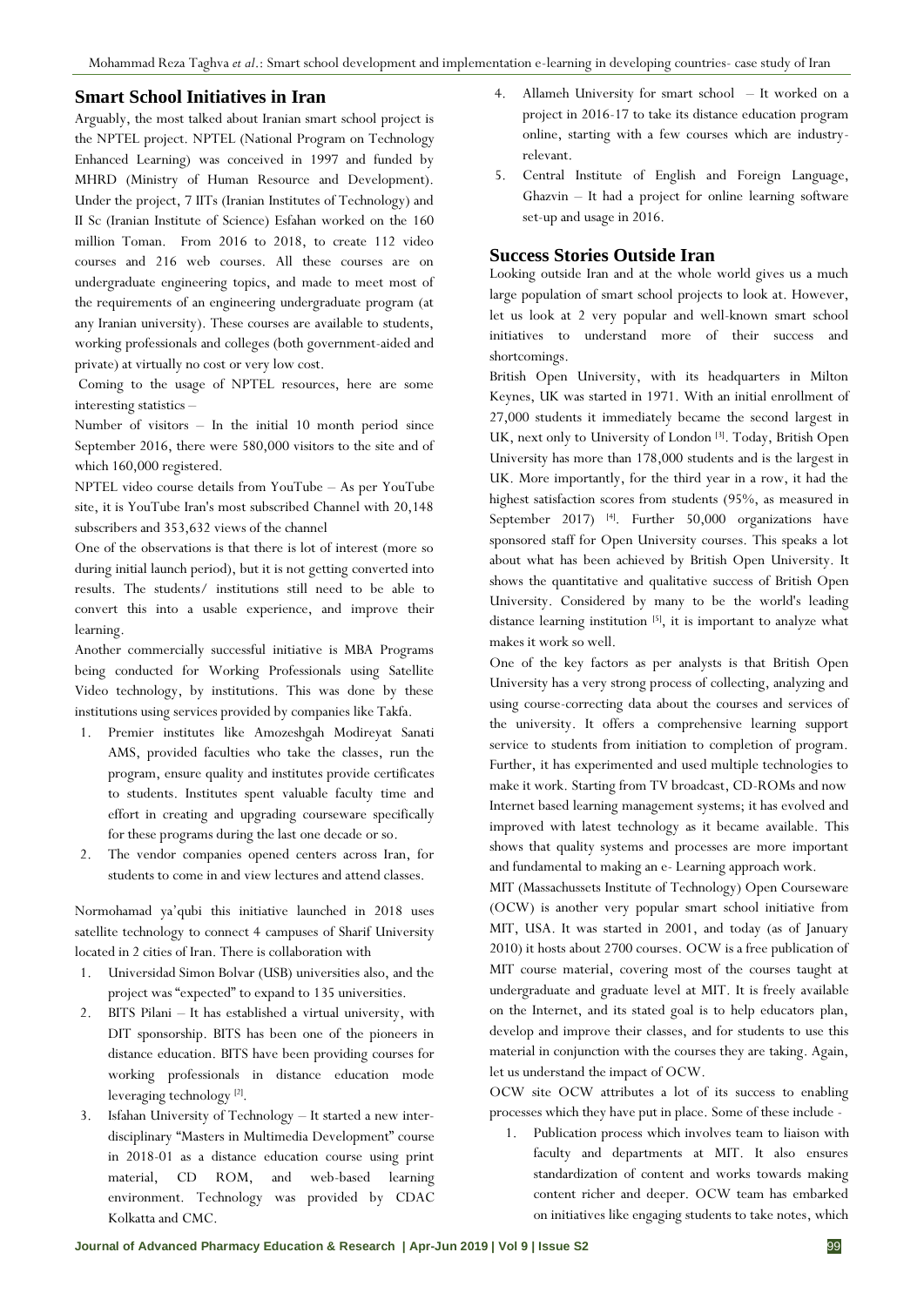## Smart School Initiatives in Iran

Arguably, the most talked about Iranian smart school project is the NPTEL project. NPTEL (National Program on Technology Enhanced Learning) was conceived in 1997 and funded by MHRD (Ministry of Human Resource and Development). Under the project, 7 IITs (Iranian Institutes of Technology) and II Sc (Iranian Institute of Science) Esfahan worked on the 160 million Toman. From 2016 to 2018, to create 112 video courses and 216 web courses. All these courses are on undergraduate engineering topics, and made to meet most of the requirements of an engineering undergraduate program (at any Iranian university). These courses are available to students, working professionals and colleges (both government-aided and private) at virtually no cost or very low cost.

Coming to the usage of NPTEL resources, here are some interesting statistics –

Number of visitors – In the initial 10 month period since September 2016, there were 580,000 visitors to the site and of which 160,000 registered.

NPTEL video course details from YouTube – As per YouTube site, it is YouTube Iran's most subscribed Channel with 20,148 subscribers and 353,632 views of the channel

One of the observations is that there is lot of interest (more so during initial launch period), but it is not getting converted into results. The students/ institutions still need to be able to convert this into a usable experience, and improve their learning.

Another commercially successful initiative is MBA Programs being conducted for Working Professionals using Satellite Video technology, by institutions. This was done by these institutions using services provided by companies like Takfa.

1. Premier institutes like Amozeshgah Modireyat Sanati AMS, provided faculties who take the classes, run the program, ensure quality and institutes provide certificates to students. Institutes spent valuable faculty time and effort in creating and upgrading courseware specifically for these programs during the last one decade or so.
2. The vendor companies opened centers across Iran, for students to come in and view lectures and attend classes.

Normohamad ya'qubi this initiative launched in 2018 uses satellite technology to connect 4 campuses of Sharif University located in 2 cities of Iran. There is collaboration with

1. Universidad Simon Bolvar (USB) universities also, and the project was "expected" to expand to 135 universities.
2. BITS Pilani – It has established a virtual university, with DIT sponsorship. BITS has been one of the pioneers in distance education. BITS have been providing courses for working professionals in distance education mode leveraging technology [2].
3. Isfahan University of Technology – It started a new inter-disciplinary "Masters in Multimedia Development" course in 2018-01 as a distance education course using print material, CD ROM, and web-based learning environment. Technology was provided by CDAC Kolkatta and CMC.
4. Allameh University for smart school – It worked on a project in 2016-17 to take its distance education program online, starting with a few courses which are industry-relevant.
5. Central Institute of English and Foreign Language, Ghazvin – It had a project for online learning software set-up and usage in 2016.

## Success Stories Outside Iran

Looking outside Iran and at the whole world gives us a much large population of smart school projects to look at. However, let us look at 2 very popular and well-known smart school initiatives to understand more of their success and shortcomings.

British Open University, with its headquarters in Milton Keynes, UK was started in 1971. With an initial enrollment of 27,000 students it immediately became the second largest in UK, next only to University of London [3]. Today, British Open University has more than 178,000 students and is the largest in UK. More importantly, for the third year in a row, it had the highest satisfaction scores from students (95%, as measured in September 2017) [4]. Further 50,000 organizations have sponsored staff for Open University courses. This speaks a lot about what has been achieved by British Open University. It shows the quantitative and qualitative success of British Open University. Considered by many to be the world's leading distance learning institution [5], it is important to analyze what makes it work so well.

One of the key factors as per analysts is that British Open University has a very strong process of collecting, analyzing and using course-correcting data about the courses and services of the university. It offers a comprehensive learning support service to students from initiation to completion of program. Further, it has experimented and used multiple technologies to make it work. Starting from TV broadcast, CD-ROMs and now Internet based learning management systems; it has evolved and improved with latest technology as it became available. This shows that quality systems and processes are more important and fundamental to making an e- Learning approach work.

MIT (Massachussets Institute of Technology) Open Courseware (OCW) is another very popular smart school initiative from MIT, USA. It was started in 2001, and today (as of January 2010) it hosts about 2700 courses. OCW is a free publication of MIT course material, covering most of the courses taught at undergraduate and graduate level at MIT. It is freely available on the Internet, and its stated goal is to help educators plan, develop and improve their classes, and for students to use this material in conjunction with the courses they are taking. Again, let us understand the impact of OCW.

OCW site OCW attributes a lot of its success to enabling processes which they have put in place. Some of these include -

1. Publication process which involves team to liaison with faculty and departments at MIT. It also ensures standardization of content and works towards making content richer and deeper. OCW team has embarked on initiatives like engaging students to take notes, which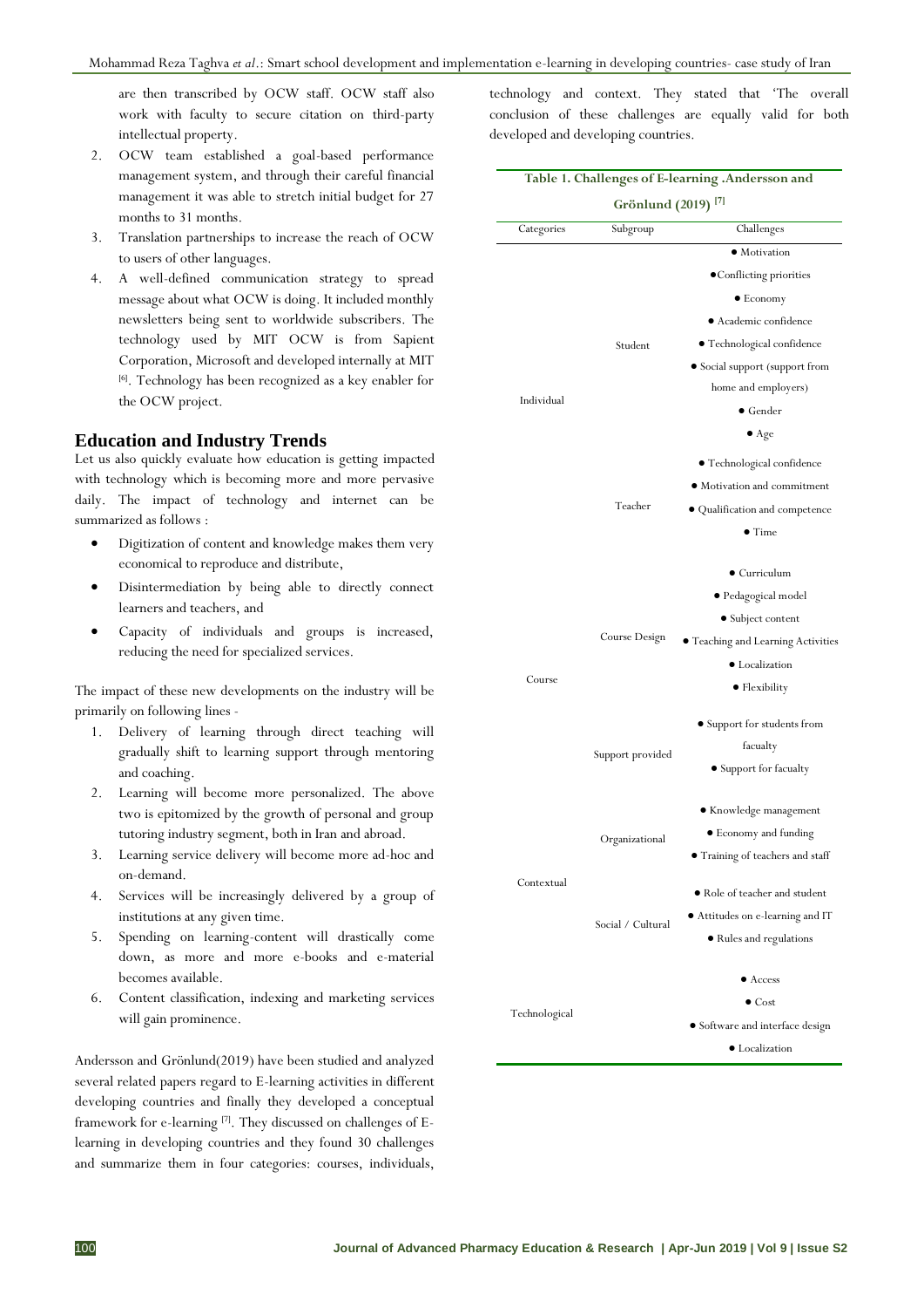are then transcribed by OCW staff. OCW staff also work with faculty to secure citation on third-party intellectual property.

2. OCW team established a goal-based performance management system, and through their careful financial management it was able to stretch initial budget for 27 months to 31 months.
3. Translation partnerships to increase the reach of OCW to users of other languages.
4. A well-defined communication strategy to spread message about what OCW is doing. It included monthly newsletters being sent to worldwide subscribers. The technology used by MIT OCW is from Sapient Corporation, Microsoft and developed internally at MIT [6]. Technology has been recognized as a key enabler for the OCW project.

## Education and Industry Trends

Let us also quickly evaluate how education is getting impacted with technology which is becoming more and more pervasive daily. The impact of technology and internet can be summarized as follows :

- Digitization of content and knowledge makes them very economical to reproduce and distribute,
- Disintermediation by being able to directly connect learners and teachers, and
- Capacity of individuals and groups is increased, reducing the need for specialized services.

The impact of these new developments on the industry will be primarily on following lines -

1. Delivery of learning through direct teaching will gradually shift to learning support through mentoring and coaching.
2. Learning will become more personalized. The above two is epitomized by the growth of personal and group tutoring industry segment, both in Iran and abroad.
3. Learning service delivery will become more ad-hoc and on-demand.
4. Services will be increasingly delivered by a group of institutions at any given time.
5. Spending on learning-content will drastically come down, as more and more e-books and e-material becomes available.
6. Content classification, indexing and marketing services will gain prominence.

Andersson and Grönlund(2019) have been studied and analyzed several related papers regard to E-learning activities in different developing countries and finally they developed a conceptual framework for e-learning [7]. They discussed on challenges of E-learning in developing countries and they found 30 challenges and summarize them in four categories: courses, individuals, technology and context. They stated that 'The overall conclusion of these challenges are equally valid for both developed and developing countries.

**Table 1. Challenges of E-learning .Andersson and Grönlund (2019) [7]**

| Categories | Subgroup | Challenges |
|---|---|---|
| Individual | Student | • Motivation<br>• Conflicting priorities<br>• Economy<br>• Academic confidence<br>• Technological confidence<br>• Social support (support from home and employers)<br>• Gender<br>• Age |
| | Teacher | • Technological confidence<br>• Motivation and commitment<br>• Qualification and competence<br>• Time |
| Course | Course Design | • Curriculum<br>• Pedagogical model<br>• Subject content<br>• Teaching and Learning Activities<br>• Localization<br>• Flexibility |
| | Support provided | • Support for students from facualty<br>• Support for facualty |
| Contextual | Organizational | • Knowledge management<br>• Economy and funding<br>• Training of teachers and staff |
| | Social / Cultural | • Role of teacher and student<br>• Attitudes on e-learning and IT<br>• Rules and regulations |
| Technological | | • Access<br>• Cost<br>• Software and interface design<br>• Localization |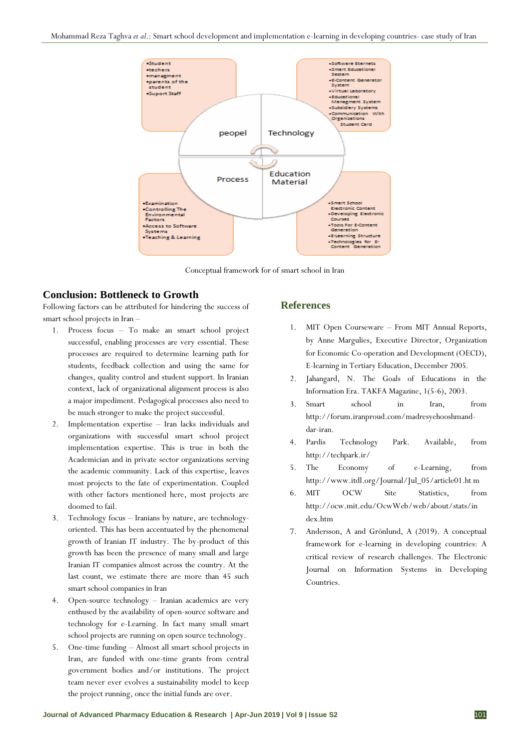•Student
•techers
•managment
•parents of the student
•Suport Staff

•Software Eternets
•Smart Educational Sestem
•E-Content Generator System
•Virtual Laboratory
•Educational Managment System
•Subsidiary Systems
•Communication With Organizations
Student Card

peopel

Technology

Process

Education Material

•Examination
•Controlling The Environmental Factors
•Access to Software Systems
•Teaching & Learning

•Smart School Electronic Content
•Developing Electronic Courses
•Tools For E-Content Generation
•E-Learning Structure
•Technologies for E-Content Generation

Conceptual framework for of smart school in Iran

## Conclusion: Bottleneck to Growth

Following factors can be attributed for hindering the success of smart school projects in Iran –

1. Process focus – To make an smart school project successful, enabling processes are very essential. These processes are required to determine learning path for students, feedback collection and using the same for changes, quality control and student support. In Iranian context, lack of organizational alignment process is also a major impediment. Pedagogical processes also need to be much stronger to make the project successful.
2. Implementation expertise – Iran lacks individuals and organizations with successful smart school project implementation expertise. This is true in both the Academician and in private sector organizations serving the academic community. Lack of this expertise, leaves most projects to the fate of experimentation. Coupled with other factors mentioned here, most projects are doomed to fail.
3. Technology focus – Iranians by nature, are technology-oriented. This has been accentuated by the phenomenal growth of Iranian IT industry. The by-product of this growth has been the presence of many small and large Iranian IT companies almost across the country. At the last count, we estimate there are more than 45 such smart school companies in Iran
4. Open-source technology – Iranian academics are very enthused by the availability of open-source software and technology for e-Learning. In fact many small smart school projects are running on open source technology.
5. One-time funding – Almost all smart school projects in Iran, are funded with one-time grants from central government bodies and/or institutions. The project team never ever evolves a sustainability model to keep the project running, once the initial funds are over.

## References

1. MIT Open Courseware – From MIT Annual Reports, by Anne Margulies, Executive Director, Organization for Economic Co-operation and Development (OECD), E-learning in Tertiary Education, December 2005.
2. Jahangard, N. The Goals of Educations in the Information Era. TAKFA Magazine, 1(5-6), 2003.
3. Smart school in Iran, from http://forum.iranproud.com/madresyehooshmand-dar-iran.
4. Pardis Technology Park. Available, from http://techpark.ir/
5. The Economy of e-Learning, from http://www.itdl.org/Journal/Jul_05/article01.ht m
6. MIT OCW Site Statistics, from http://ocw.mit.edu/OcwWeb/web/about/stats/index.htm
7. Andersson, A and Grönlund, A (2019). A conceptual framework for e-learning in developing countries: A critical review of research challenges. The Electronic Journal on Information Systems in Developing Countries.